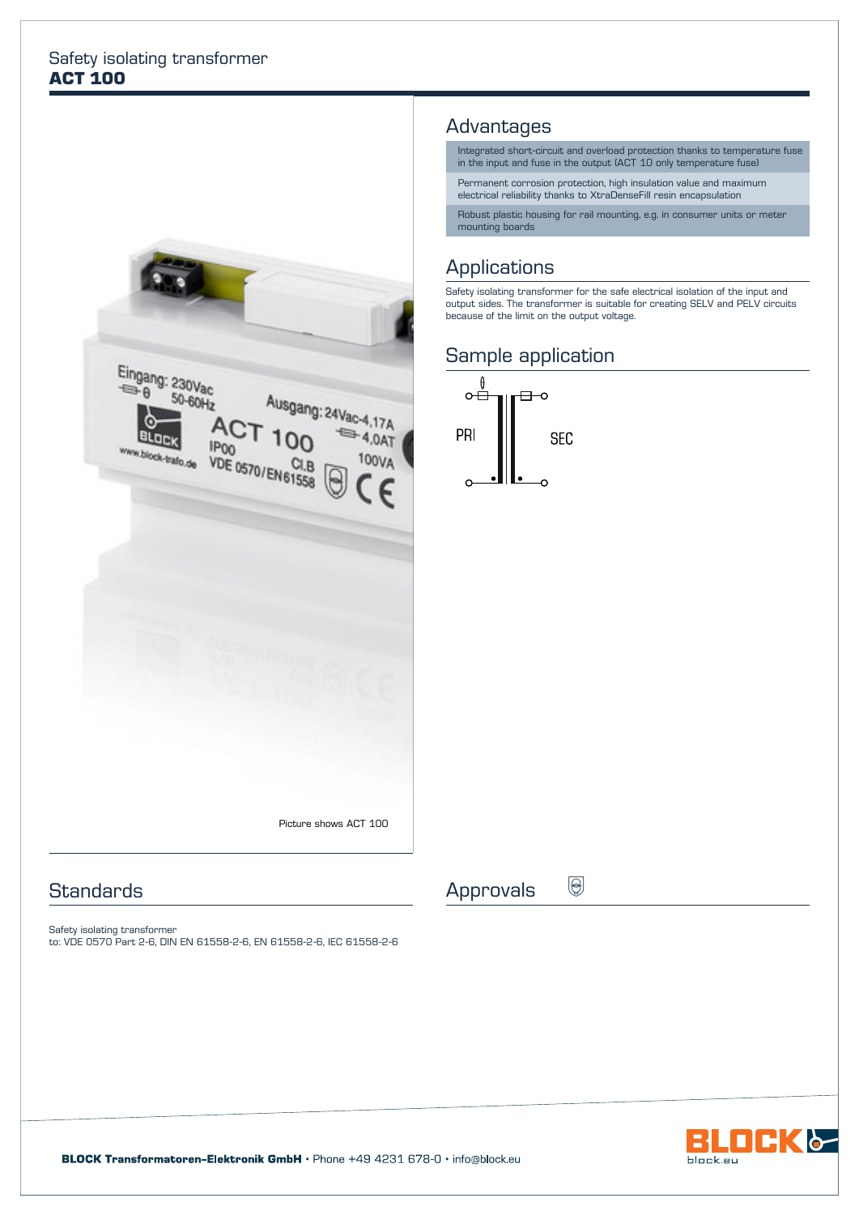Safety isolating transformer

# ACT 100

Picture shows ACT 100

## Advantages

- Integrated short-circuit and overload protection thanks to temperature fuse in the input and fuse in the output (ACT 10 only temperature fuse)
- Permanent corrosion protection, high insulation value and maximum electrical reliability thanks to XtraDenseFill resin encapsulation
- Robust plastic housing for rail mounting, e.g. in consumer units or meter mounting boards

## Applications

Safety isolating transformer for the safe electrical isolation of the input and output sides. The transformer is suitable for creating SELV and PELV circuits because of the limit on the output voltage.

## Sample application

PRI

SEC

## Standards

Safety isolating transformer
to: VDE 0570 Part 2-6, DIN EN 61558-2-6, EN 61558-2-6, IEC 61558-2-6

## Approvals

BLOCK Transformatoren-Elektronik GmbH • Phone +49 4231 678-0 • info@block.eu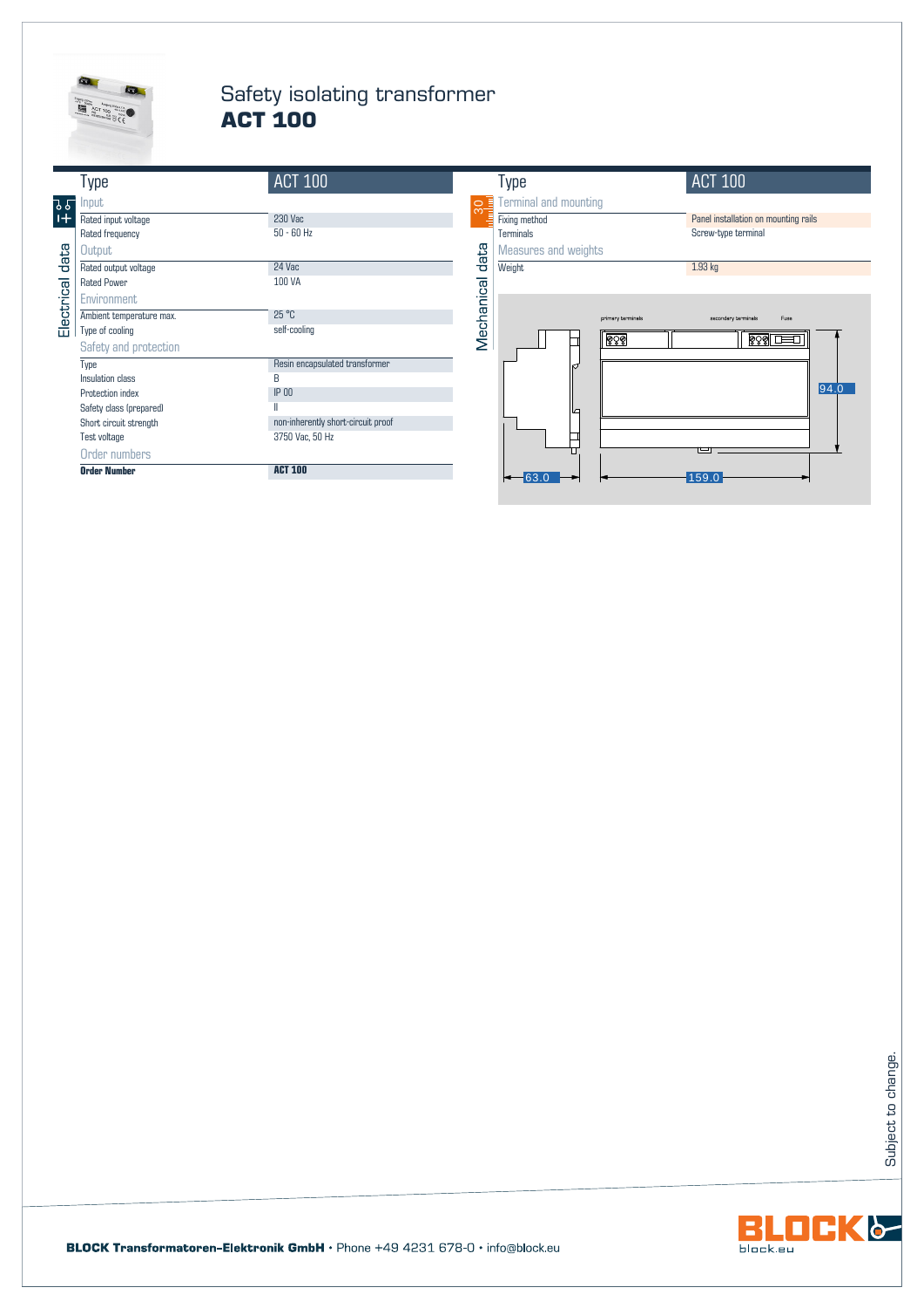# Safety isolating transformer
## ACT 100

## Electrical data

| Type | ACT 100 |
|---|---|
| **Input** | |
| Rated input voltage | 230 Vac |
| Rated frequency | 50 - 60 Hz |
| **Output** | |
| Rated output voltage | 24 Vac |
| Rated Power | 100 VA |
| **Environment** | |
| Ambient temperature max. | 25 °C |
| Type of cooling | self-cooling |
| **Safety and protection** | |
| Type | Resin encapsulated transformer |
| Insulation class | B |
| Protection index | IP 00 |
| Safety class (prepared) | II |
| Short circuit strength | non-inherently short-circuit proof |
| Test voltage | 3750 Vac, 50 Hz |
| **Order numbers** | |
| **Order Number** | **ACT 100** |

## Mechanical data

| Type | ACT 100 |
|---|---|
| **Terminal and mounting** | |
| Fixing method | Panel installation on mounting rails |
| Terminals | Screw-type terminal |
| **Measures and weights** | |
| Weight | 1.93 kg |

primary terminals
secondary terminals
Fuse
94.0
63.0
159.0

Subject to change.

**BLOCK Transformatoren-Elektronik GmbH** • Phone +49 4231 678-0 • info@block.eu

BLOCK
block.eu